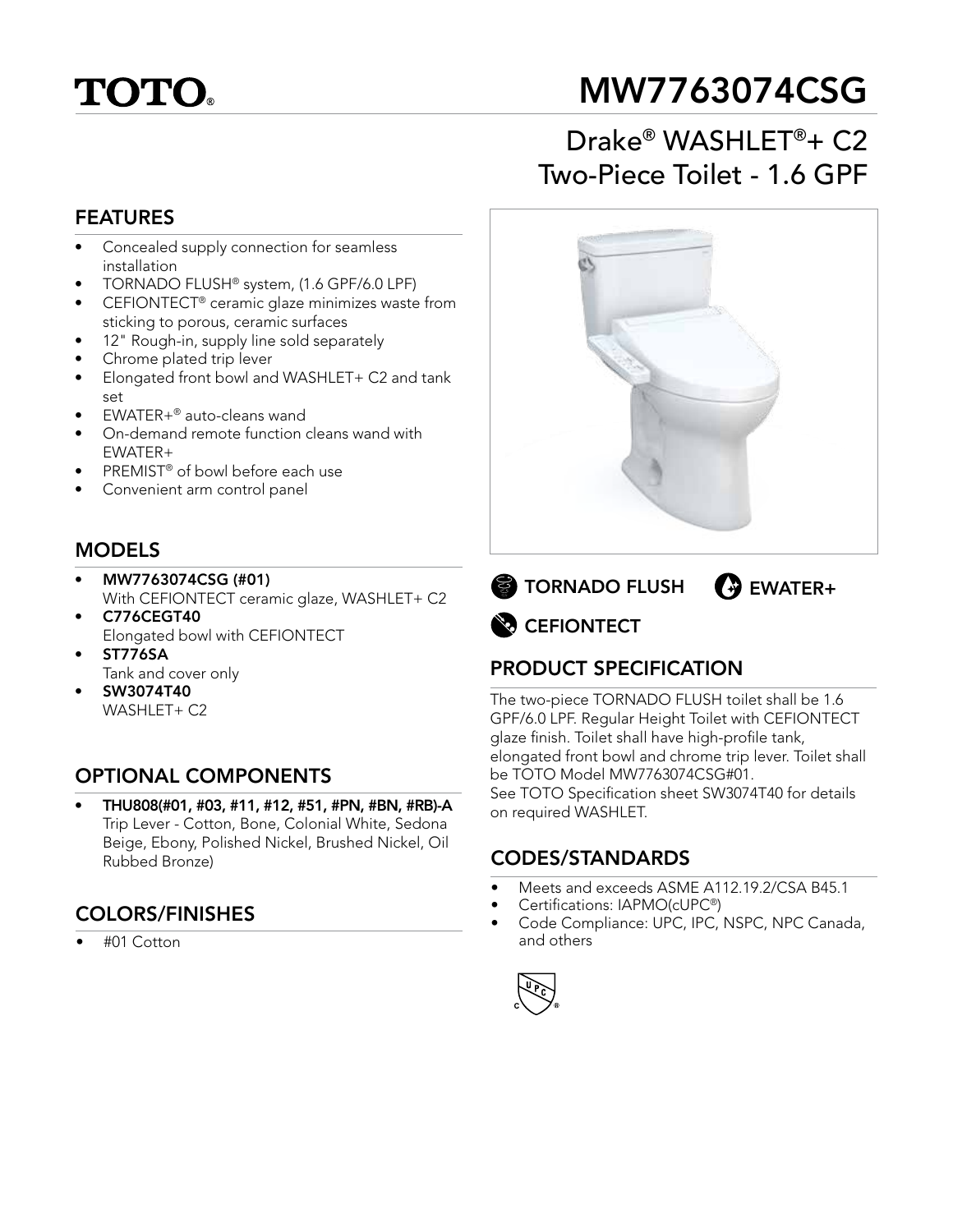TOTO®

# MW7763074CSG

## Drake® WASHLET®+ C2 Two-Piece Toilet - 1.6 GPF

## FEATURES

- Concealed supply connection for seamless installation
- TORNADO FLUSH® system, (1.6 GPF/6.0 LPF)
- CEFIONTECT® ceramic glaze minimizes waste from sticking to porous, ceramic surfaces
- 12" Rough-in, supply line sold separately
- Chrome plated trip lever
- Elongated front bowl and WASHLET+ C2 and tank set
- EWATER+® auto-cleans wand
- On-demand remote function cleans wand with EWATER+
- PREMIST® of bowl before each use
- Convenient arm control panel

## MODELS

- **MW7763074CSG (#01)**
  With CEFIONTECT ceramic glaze, WASHLET+ C2
- **C776CEGT40**
  Elongated bowl with CEFIONTECT
- **ST776SA**
  Tank and cover only
- **SW3074T40**
  WASHLET+ C2

## OPTIONAL COMPONENTS

- **THU808(#01, #03, #11, #12, #51, #PN, #BN, #RB)-A**
  Trip Lever - Cotton, Bone, Colonial White, Sedona Beige, Ebony, Polished Nickel, Brushed Nickel, Oil Rubbed Bronze)

## COLORS/FINISHES

- #01 Cotton

**TORNADO FLUSH** **EWATER+** **CEFIONTECT**

## PRODUCT SPECIFICATION

The two-piece TORNADO FLUSH toilet shall be 1.6 GPF/6.0 LPF. Regular Height Toilet with CEFIONTECT glaze finish. Toilet shall have high-profile tank, elongated front bowl and chrome trip lever. Toilet shall be TOTO Model MW7763074CSG#01.
See TOTO Specification sheet SW3074T40 for details on required WASHLET.

## CODES/STANDARDS

- Meets and exceeds ASME A112.19.2/CSA B45.1
- Certifications: IAPMO(cUPC®)
- Code Compliance: UPC, IPC, NSPC, NPC Canada, and others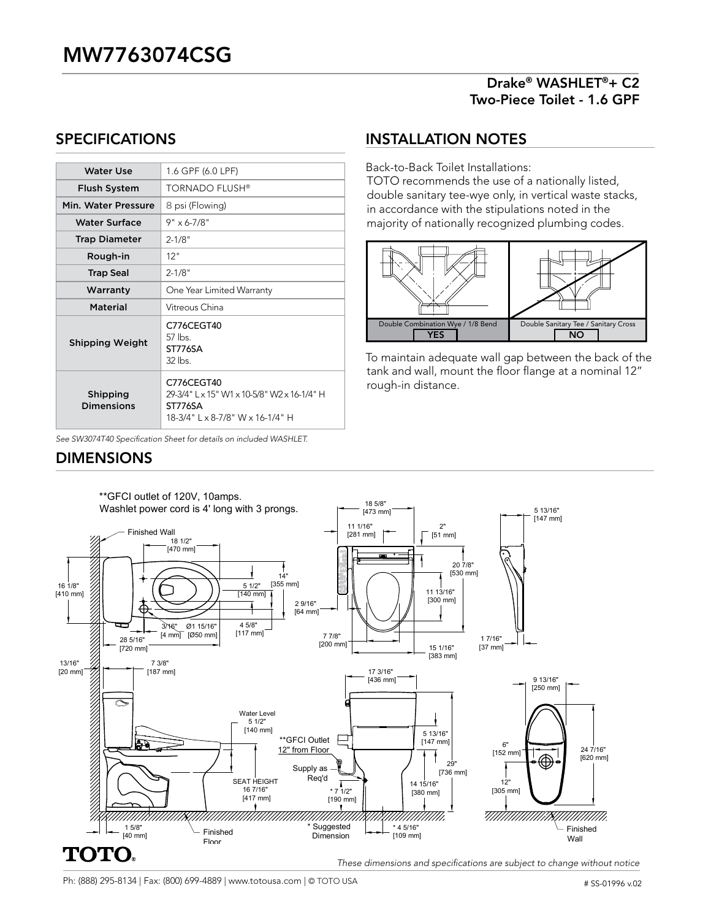# MW7763074CSG

**Drake® WASHLET®+ C2**
**Two-Piece Toilet - 1.6 GPF**

## SPECIFICATIONS

| | |
|---|---|
| Water Use | 1.6 GPF (6.0 LPF) |
| Flush System | TORNADO FLUSH® |
| Min. Water Pressure | 8 psi (Flowing) |
| Water Surface | 9" x 6-7/8" |
| Trap Diameter | 2-1/8" |
| Rough-in | 12" |
| Trap Seal | 2-1/8" |
| Warranty | One Year Limited Warranty |
| Material | Vitreous China |
| Shipping Weight | C776CEGT40<br>57 lbs.<br>ST776SA<br>32 lbs. |
| Shipping Dimensions | C776CEGT40<br>29-3/4" L x 15" W1 x 10-5/8" W2 x 16-1/4" H<br>ST776SA<br>18-3/4" L x 8-7/8" W x 16-1/4" H |

*See SW3074T40 Specification Sheet for details on included WASHLET.*

## INSTALLATION NOTES

Back-to-Back Toilet Installations:
TOTO recommends the use of a nationally listed, double sanitary tee-wye only, in vertical waste stacks, in accordance with the stipulations noted in the majority of nationally recognized plumbing codes.

Double Combination Wye / 1/8 Bend
YES

Double Sanitary Tee / Sanitary Cross
NO

To maintain adequate wall gap between the back of the tank and wall, mount the floor flange at a nominal 12" rough-in distance.

## DIMENSIONS

**GFCI outlet of 120V, 10amps.
Washlet power cord is 4' long with 3 prongs.

Finished Wall
18 1/2" [470 mm]
16 1/8" [410 mm]
14" [355 mm]
5 1/2" [140 mm]
3/16" [4 mm]
Ø1 15/16" [Ø50 mm]
4 5/8" [117 mm]
28 5/16" [720 mm]
18 5/8" [473 mm]
11 1/16" [281 mm]
2" [51 mm]
20 7/8" [530 mm]
11 13/16" [300 mm]
2 9/16" [64 mm]
7 7/8" [200 mm]
15 1/16" [383 mm]
5 13/16" [147 mm]
1 7/16" [37 mm]
13/16" [20 mm]
7 3/8" [187 mm]
Water Level 5 1/2" [140 mm]
SEAT HEIGHT 16 7/16" [417 mm]
1 5/8" [40 mm]
Finished Floor
17 3/16" [436 mm]
**GFCI Outlet 12" from Floor
Supply as Req'd
* 7 1/2" [190 mm]
5 13/16" [147 mm]
29" [736 mm]
14 15/16" [380 mm]
* Suggested Dimension
* 4 5/16" [109 mm]
9 13/16" [250 mm]
6" [152 mm]
24 7/16" [620 mm]
12" [305 mm]
Finished Wall

*These dimensions and specifications are subject to change without notice*

Ph: (888) 295-8134 | Fax: (800) 699-4889 | www.totousa.com | © TOTO USA

# SS-01996 v.02